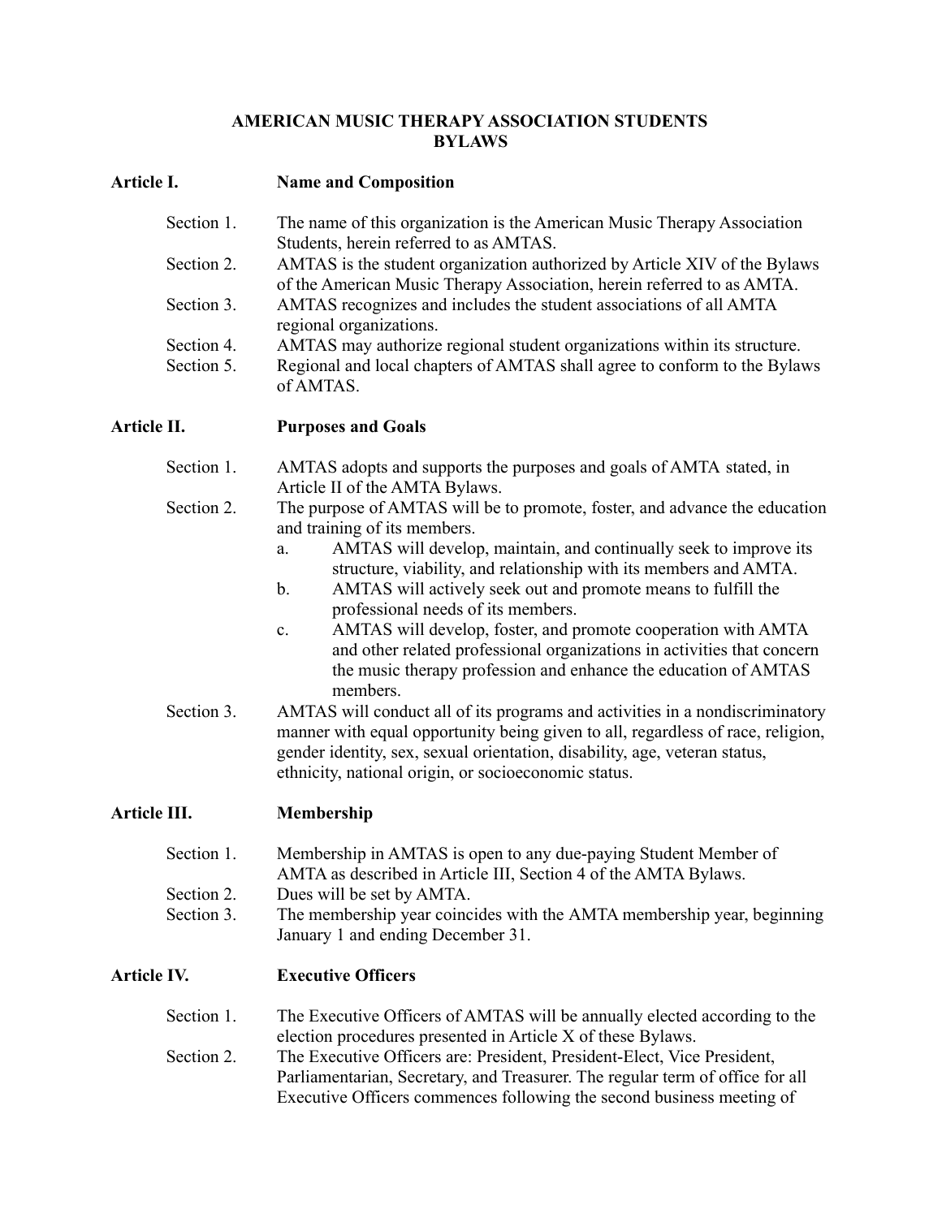# AMERICAN MUSIC THERAPY ASSOCIATION STUDENTS BYLAWS

## Article I. Name and Composition

Section 1. The name of this organization is the American Music Therapy Association Students, herein referred to as AMTAS.

Section 2. AMTAS is the student organization authorized by Article XIV of the Bylaws of the American Music Therapy Association, herein referred to as AMTA.

Section 3. AMTAS recognizes and includes the student associations of all AMTA regional organizations.

Section 4. AMTAS may authorize regional student organizations within its structure.

Section 5. Regional and local chapters of AMTAS shall agree to conform to the Bylaws of AMTAS.

## Article II. Purposes and Goals

Section 1. AMTAS adopts and supports the purposes and goals of AMTA stated, in Article II of the AMTA Bylaws.

Section 2. The purpose of AMTAS will be to promote, foster, and advance the education and training of its members.

a. AMTAS will develop, maintain, and continually seek to improve its structure, viability, and relationship with its members and AMTA.

b. AMTAS will actively seek out and promote means to fulfill the professional needs of its members.

c. AMTAS will develop, foster, and promote cooperation with AMTA and other related professional organizations in activities that concern the music therapy profession and enhance the education of AMTAS members.

Section 3. AMTAS will conduct all of its programs and activities in a nondiscriminatory manner with equal opportunity being given to all, regardless of race, religion, gender identity, sex, sexual orientation, disability, age, veteran status, ethnicity, national origin, or socioeconomic status.

## Article III. Membership

Section 1. Membership in AMTAS is open to any due-paying Student Member of AMTA as described in Article III, Section 4 of the AMTA Bylaws.

Section 2. Dues will be set by AMTA.

Section 3. The membership year coincides with the AMTA membership year, beginning January 1 and ending December 31.

## Article IV. Executive Officers

Section 1. The Executive Officers of AMTAS will be annually elected according to the election procedures presented in Article X of these Bylaws.

Section 2. The Executive Officers are: President, President-Elect, Vice President, Parliamentarian, Secretary, and Treasurer. The regular term of office for all Executive Officers commences following the second business meeting of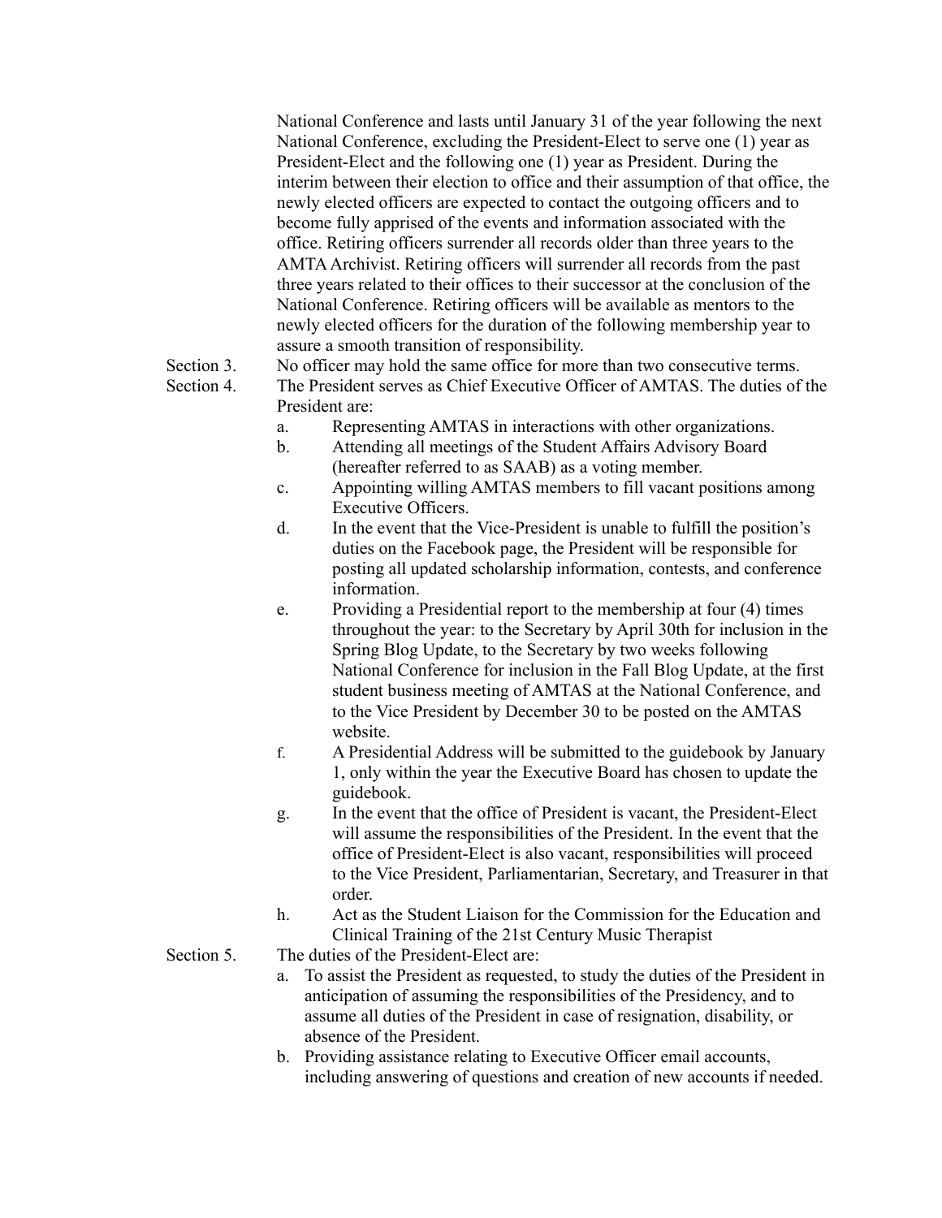National Conference and lasts until January 31 of the year following the next National Conference, excluding the President-Elect to serve one (1) year as President-Elect and the following one (1) year as President. During the interim between their election to office and their assumption of that office, the newly elected officers are expected to contact the outgoing officers and to become fully apprised of the events and information associated with the office. Retiring officers surrender all records older than three years to the AMTA Archivist. Retiring officers will surrender all records from the past three years related to their offices to their successor at the conclusion of the National Conference. Retiring officers will be available as mentors to the newly elected officers for the duration of the following membership year to assure a smooth transition of responsibility.

Section 3. No officer may hold the same office for more than two consecutive terms.

Section 4. The President serves as Chief Executive Officer of AMTAS. The duties of the President are:

a. Representing AMTAS in interactions with other organizations.
b. Attending all meetings of the Student Affairs Advisory Board (hereafter referred to as SAAB) as a voting member.
c. Appointing willing AMTAS members to fill vacant positions among Executive Officers.
d. In the event that the Vice-President is unable to fulfill the position's duties on the Facebook page, the President will be responsible for posting all updated scholarship information, contests, and conference information.
e. Providing a Presidential report to the membership at four (4) times throughout the year: to the Secretary by April 30th for inclusion in the Spring Blog Update, to the Secretary by two weeks following National Conference for inclusion in the Fall Blog Update, at the first student business meeting of AMTAS at the National Conference, and to the Vice President by December 30 to be posted on the AMTAS website.
f. A Presidential Address will be submitted to the guidebook by January 1, only within the year the Executive Board has chosen to update the guidebook.
g. In the event that the office of President is vacant, the President-Elect will assume the responsibilities of the President. In the event that the office of President-Elect is also vacant, responsibilities will proceed to the Vice President, Parliamentarian, Secretary, and Treasurer in that order.
h. Act as the Student Liaison for the Commission for the Education and Clinical Training of the 21st Century Music Therapist

Section 5. The duties of the President-Elect are:

a. To assist the President as requested, to study the duties of the President in anticipation of assuming the responsibilities of the Presidency, and to assume all duties of the President in case of resignation, disability, or absence of the President.
b. Providing assistance relating to Executive Officer email accounts, including answering of questions and creation of new accounts if needed.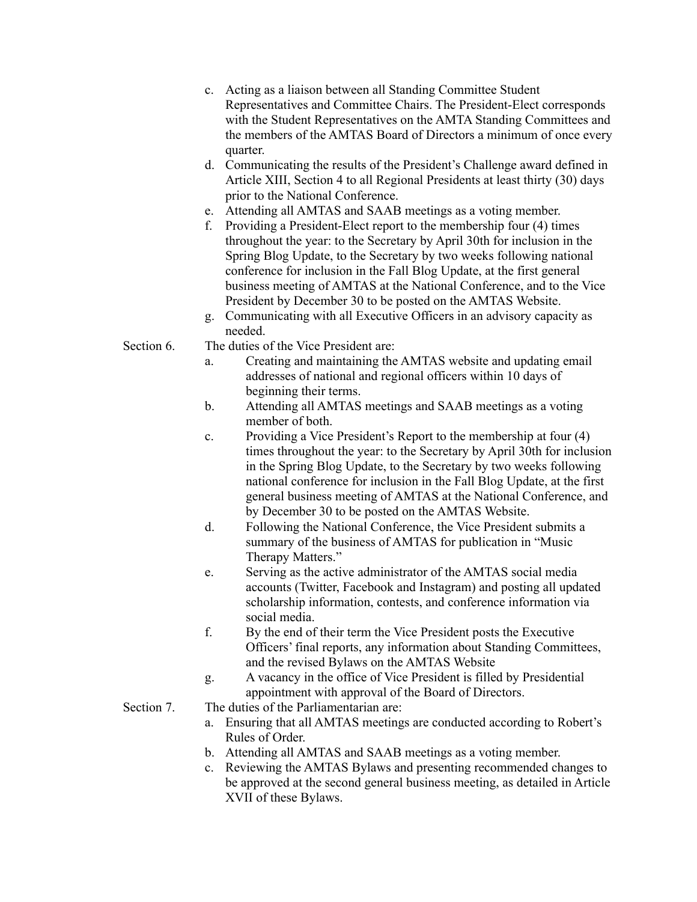c. Acting as a liaison between all Standing Committee Student Representatives and Committee Chairs. The President-Elect corresponds with the Student Representatives on the AMTA Standing Committees and the members of the AMTAS Board of Directors a minimum of once every quarter.
d. Communicating the results of the President's Challenge award defined in Article XIII, Section 4 to all Regional Presidents at least thirty (30) days prior to the National Conference.
e. Attending all AMTAS and SAAB meetings as a voting member.
f. Providing a President-Elect report to the membership four (4) times throughout the year: to the Secretary by April 30th for inclusion in the Spring Blog Update, to the Secretary by two weeks following national conference for inclusion in the Fall Blog Update, at the first general business meeting of AMTAS at the National Conference, and to the Vice President by December 30 to be posted on the AMTAS Website.
g. Communicating with all Executive Officers in an advisory capacity as needed.

Section 6. The duties of the Vice President are:

a. Creating and maintaining the AMTAS website and updating email addresses of national and regional officers within 10 days of beginning their terms.
b. Attending all AMTAS meetings and SAAB meetings as a voting member of both.
c. Providing a Vice President's Report to the membership at four (4) times throughout the year: to the Secretary by April 30th for inclusion in the Spring Blog Update, to the Secretary by two weeks following national conference for inclusion in the Fall Blog Update, at the first general business meeting of AMTAS at the National Conference, and by December 30 to be posted on the AMTAS Website.
d. Following the National Conference, the Vice President submits a summary of the business of AMTAS for publication in "Music Therapy Matters."
e. Serving as the active administrator of the AMTAS social media accounts (Twitter, Facebook and Instagram) and posting all updated scholarship information, contests, and conference information via social media.
f. By the end of their term the Vice President posts the Executive Officers' final reports, any information about Standing Committees, and the revised Bylaws on the AMTAS Website
g. A vacancy in the office of Vice President is filled by Presidential appointment with approval of the Board of Directors.

Section 7. The duties of the Parliamentarian are:

a. Ensuring that all AMTAS meetings are conducted according to Robert's Rules of Order.
b. Attending all AMTAS and SAAB meetings as a voting member.
c. Reviewing the AMTAS Bylaws and presenting recommended changes to be approved at the second general business meeting, as detailed in Article XVII of these Bylaws.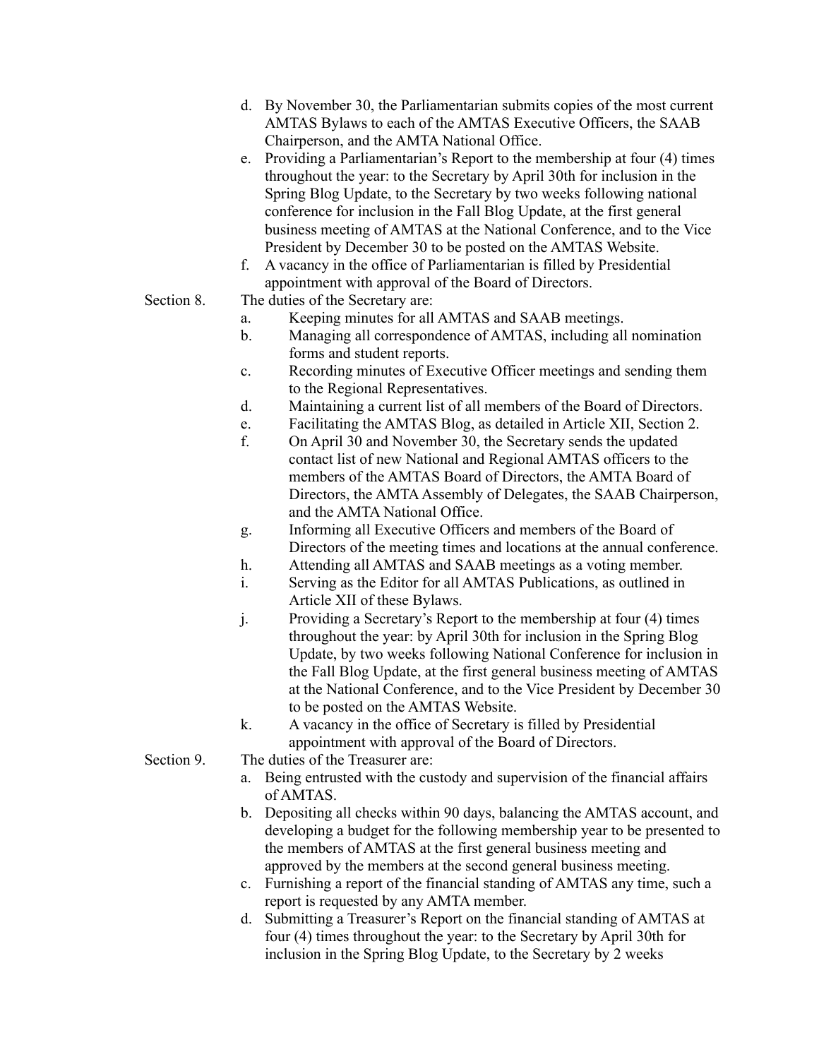d. By November 30, the Parliamentarian submits copies of the most current AMTAS Bylaws to each of the AMTAS Executive Officers, the SAAB Chairperson, and the AMTA National Office.

e. Providing a Parliamentarian's Report to the membership at four (4) times throughout the year: to the Secretary by April 30th for inclusion in the Spring Blog Update, to the Secretary by two weeks following national conference for inclusion in the Fall Blog Update, at the first general business meeting of AMTAS at the National Conference, and to the Vice President by December 30 to be posted on the AMTAS Website.

f. A vacancy in the office of Parliamentarian is filled by Presidential appointment with approval of the Board of Directors.

Section 8. The duties of the Secretary are:

a. Keeping minutes for all AMTAS and SAAB meetings.

b. Managing all correspondence of AMTAS, including all nomination forms and student reports.

c. Recording minutes of Executive Officer meetings and sending them to the Regional Representatives.

d. Maintaining a current list of all members of the Board of Directors.

e. Facilitating the AMTAS Blog, as detailed in Article XII, Section 2.

f. On April 30 and November 30, the Secretary sends the updated contact list of new National and Regional AMTAS officers to the members of the AMTAS Board of Directors, the AMTA Board of Directors, the AMTA Assembly of Delegates, the SAAB Chairperson, and the AMTA National Office.

g. Informing all Executive Officers and members of the Board of Directors of the meeting times and locations at the annual conference.

h. Attending all AMTAS and SAAB meetings as a voting member.

i. Serving as the Editor for all AMTAS Publications, as outlined in Article XII of these Bylaws.

j. Providing a Secretary's Report to the membership at four (4) times throughout the year: by April 30th for inclusion in the Spring Blog Update, by two weeks following National Conference for inclusion in the Fall Blog Update, at the first general business meeting of AMTAS at the National Conference, and to the Vice President by December 30 to be posted on the AMTAS Website.

k. A vacancy in the office of Secretary is filled by Presidential appointment with approval of the Board of Directors.

Section 9. The duties of the Treasurer are:

a. Being entrusted with the custody and supervision of the financial affairs of AMTAS.

b. Depositing all checks within 90 days, balancing the AMTAS account, and developing a budget for the following membership year to be presented to the members of AMTAS at the first general business meeting and approved by the members at the second general business meeting.

c. Furnishing a report of the financial standing of AMTAS any time, such a report is requested by any AMTA member.

d. Submitting a Treasurer's Report on the financial standing of AMTAS at four (4) times throughout the year: to the Secretary by April 30th for inclusion in the Spring Blog Update, to the Secretary by 2 weeks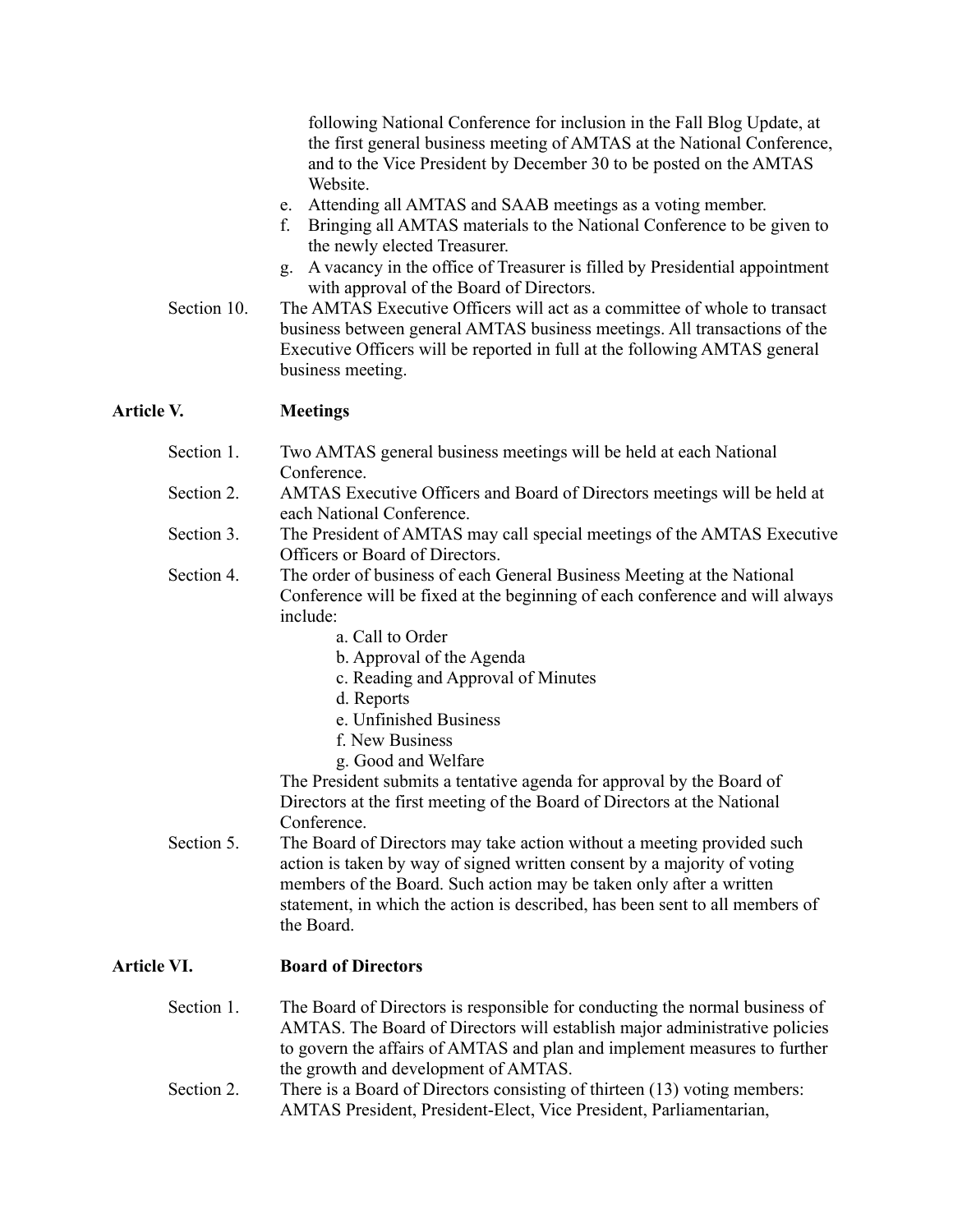following National Conference for inclusion in the Fall Blog Update, at the first general business meeting of AMTAS at the National Conference, and to the Vice President by December 30 to be posted on the AMTAS Website.

e. Attending all AMTAS and SAAB meetings as a voting member.
f. Bringing all AMTAS materials to the National Conference to be given to the newly elected Treasurer.
g. A vacancy in the office of Treasurer is filled by Presidential appointment with approval of the Board of Directors.

Section 10. The AMTAS Executive Officers will act as a committee of whole to transact business between general AMTAS business meetings. All transactions of the Executive Officers will be reported in full at the following AMTAS general business meeting.

## Article V. Meetings

Section 1. Two AMTAS general business meetings will be held at each National Conference.

Section 2. AMTAS Executive Officers and Board of Directors meetings will be held at each National Conference.

Section 3. The President of AMTAS may call special meetings of the AMTAS Executive Officers or Board of Directors.

Section 4. The order of business of each General Business Meeting at the National Conference will be fixed at the beginning of each conference and will always include:

a. Call to Order
b. Approval of the Agenda
c. Reading and Approval of Minutes
d. Reports
e. Unfinished Business
f. New Business
g. Good and Welfare

The President submits a tentative agenda for approval by the Board of Directors at the first meeting of the Board of Directors at the National Conference.

Section 5. The Board of Directors may take action without a meeting provided such action is taken by way of signed written consent by a majority of voting members of the Board. Such action may be taken only after a written statement, in which the action is described, has been sent to all members of the Board.

## Article VI. Board of Directors

Section 1. The Board of Directors is responsible for conducting the normal business of AMTAS. The Board of Directors will establish major administrative policies to govern the affairs of AMTAS and plan and implement measures to further the growth and development of AMTAS.

Section 2. There is a Board of Directors consisting of thirteen (13) voting members: AMTAS President, President-Elect, Vice President, Parliamentarian,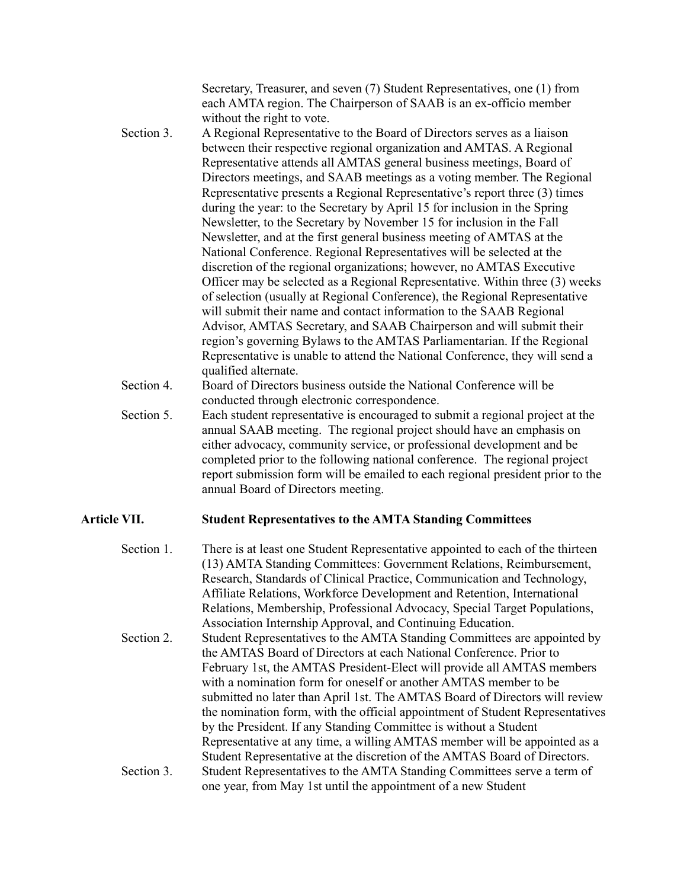Secretary, Treasurer, and seven (7) Student Representatives, one (1) from each AMTA region. The Chairperson of SAAB is an ex-officio member without the right to vote.

Section 3. A Regional Representative to the Board of Directors serves as a liaison between their respective regional organization and AMTAS. A Regional Representative attends all AMTAS general business meetings, Board of Directors meetings, and SAAB meetings as a voting member. The Regional Representative presents a Regional Representative's report three (3) times during the year: to the Secretary by April 15 for inclusion in the Spring Newsletter, to the Secretary by November 15 for inclusion in the Fall Newsletter, and at the first general business meeting of AMTAS at the National Conference. Regional Representatives will be selected at the discretion of the regional organizations; however, no AMTAS Executive Officer may be selected as a Regional Representative. Within three (3) weeks of selection (usually at Regional Conference), the Regional Representative will submit their name and contact information to the SAAB Regional Advisor, AMTAS Secretary, and SAAB Chairperson and will submit their region's governing Bylaws to the AMTAS Parliamentarian. If the Regional Representative is unable to attend the National Conference, they will send a qualified alternate.

Section 4. Board of Directors business outside the National Conference will be conducted through electronic correspondence.

Section 5. Each student representative is encouraged to submit a regional project at the annual SAAB meeting. The regional project should have an emphasis on either advocacy, community service, or professional development and be completed prior to the following national conference. The regional project report submission form will be emailed to each regional president prior to the annual Board of Directors meeting.

## Article VII. Student Representatives to the AMTA Standing Committees

Section 1. There is at least one Student Representative appointed to each of the thirteen (13) AMTA Standing Committees: Government Relations, Reimbursement, Research, Standards of Clinical Practice, Communication and Technology, Affiliate Relations, Workforce Development and Retention, International Relations, Membership, Professional Advocacy, Special Target Populations, Association Internship Approval, and Continuing Education.

Section 2. Student Representatives to the AMTA Standing Committees are appointed by the AMTAS Board of Directors at each National Conference. Prior to February 1st, the AMTAS President-Elect will provide all AMTAS members with a nomination form for oneself or another AMTAS member to be submitted no later than April 1st. The AMTAS Board of Directors will review the nomination form, with the official appointment of Student Representatives by the President. If any Standing Committee is without a Student Representative at any time, a willing AMTAS member will be appointed as a Student Representative at the discretion of the AMTAS Board of Directors.

Section 3. Student Representatives to the AMTA Standing Committees serve a term of one year, from May 1st until the appointment of a new Student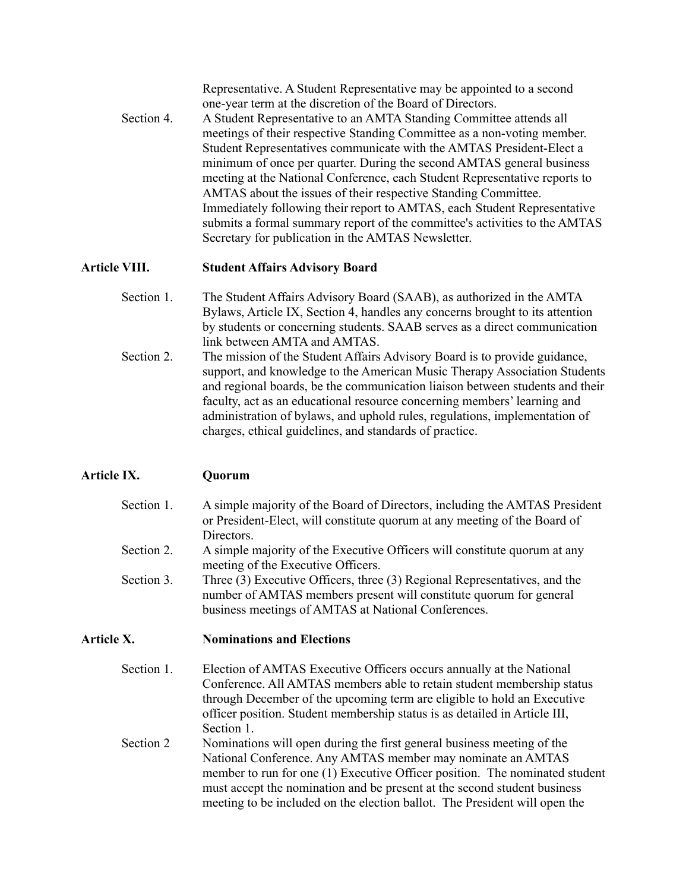Representative. A Student Representative may be appointed to a second one-year term at the discretion of the Board of Directors.

Section 4. A Student Representative to an AMTA Standing Committee attends all meetings of their respective Standing Committee as a non-voting member. Student Representatives communicate with the AMTAS President-Elect a minimum of once per quarter. During the second AMTAS general business meeting at the National Conference, each Student Representative reports to AMTAS about the issues of their respective Standing Committee. Immediately following their report to AMTAS, each Student Representative submits a formal summary report of the committee's activities to the AMTAS Secretary for publication in the AMTAS Newsletter.

## Article VIII. Student Affairs Advisory Board

Section 1. The Student Affairs Advisory Board (SAAB), as authorized in the AMTA Bylaws, Article IX, Section 4, handles any concerns brought to its attention by students or concerning students. SAAB serves as a direct communication link between AMTA and AMTAS.

Section 2. The mission of the Student Affairs Advisory Board is to provide guidance, support, and knowledge to the American Music Therapy Association Students and regional boards, be the communication liaison between students and their faculty, act as an educational resource concerning members' learning and administration of bylaws, and uphold rules, regulations, implementation of charges, ethical guidelines, and standards of practice.

## Article IX. Quorum

Section 1. A simple majority of the Board of Directors, including the AMTAS President or President-Elect, will constitute quorum at any meeting of the Board of Directors.

Section 2. A simple majority of the Executive Officers will constitute quorum at any meeting of the Executive Officers.

Section 3. Three (3) Executive Officers, three (3) Regional Representatives, and the number of AMTAS members present will constitute quorum for general business meetings of AMTAS at National Conferences.

## Article X. Nominations and Elections

Section 1. Election of AMTAS Executive Officers occurs annually at the National Conference. All AMTAS members able to retain student membership status through December of the upcoming term are eligible to hold an Executive officer position. Student membership status is as detailed in Article III, Section 1.

Section 2 Nominations will open during the first general business meeting of the National Conference. Any AMTAS member may nominate an AMTAS member to run for one (1) Executive Officer position. The nominated student must accept the nomination and be present at the second student business meeting to be included on the election ballot. The President will open the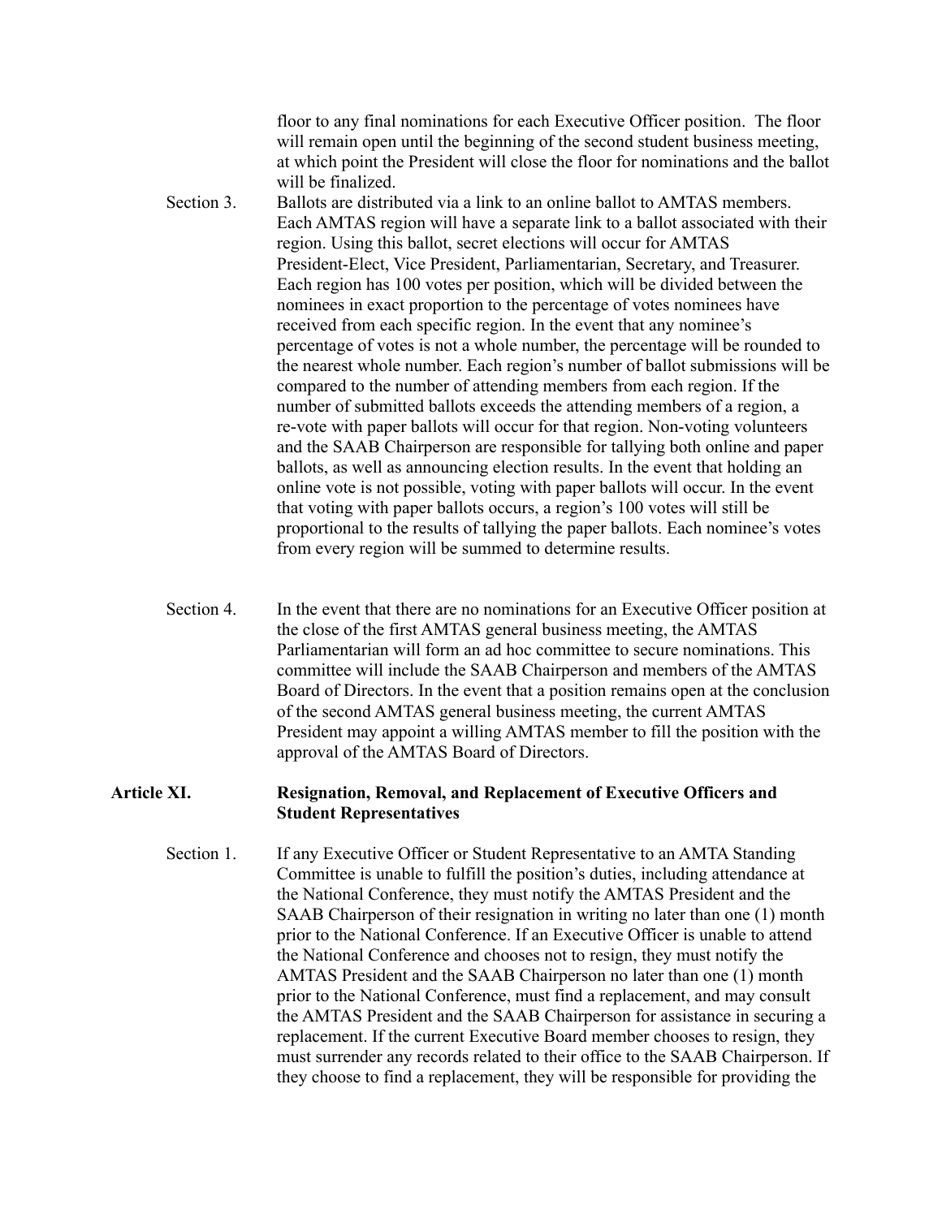floor to any final nominations for each Executive Officer position. The floor will remain open until the beginning of the second student business meeting, at which point the President will close the floor for nominations and the ballot will be finalized.

Section 3. Ballots are distributed via a link to an online ballot to AMTAS members. Each AMTAS region will have a separate link to a ballot associated with their region. Using this ballot, secret elections will occur for AMTAS President-Elect, Vice President, Parliamentarian, Secretary, and Treasurer. Each region has 100 votes per position, which will be divided between the nominees in exact proportion to the percentage of votes nominees have received from each specific region. In the event that any nominee's percentage of votes is not a whole number, the percentage will be rounded to the nearest whole number. Each region's number of ballot submissions will be compared to the number of attending members from each region. If the number of submitted ballots exceeds the attending members of a region, a re-vote with paper ballots will occur for that region. Non-voting volunteers and the SAAB Chairperson are responsible for tallying both online and paper ballots, as well as announcing election results. In the event that holding an online vote is not possible, voting with paper ballots will occur. In the event that voting with paper ballots occurs, a region's 100 votes will still be proportional to the results of tallying the paper ballots. Each nominee's votes from every region will be summed to determine results.

Section 4. In the event that there are no nominations for an Executive Officer position at the close of the first AMTAS general business meeting, the AMTAS Parliamentarian will form an ad hoc committee to secure nominations. This committee will include the SAAB Chairperson and members of the AMTAS Board of Directors. In the event that a position remains open at the conclusion of the second AMTAS general business meeting, the current AMTAS President may appoint a willing AMTAS member to fill the position with the approval of the AMTAS Board of Directors.

## Article XI. Resignation, Removal, and Replacement of Executive Officers and Student Representatives

Section 1. If any Executive Officer or Student Representative to an AMTA Standing Committee is unable to fulfill the position's duties, including attendance at the National Conference, they must notify the AMTAS President and the SAAB Chairperson of their resignation in writing no later than one (1) month prior to the National Conference. If an Executive Officer is unable to attend the National Conference and chooses not to resign, they must notify the AMTAS President and the SAAB Chairperson no later than one (1) month prior to the National Conference, must find a replacement, and may consult the AMTAS President and the SAAB Chairperson for assistance in securing a replacement. If the current Executive Board member chooses to resign, they must surrender any records related to their office to the SAAB Chairperson. If they choose to find a replacement, they will be responsible for providing the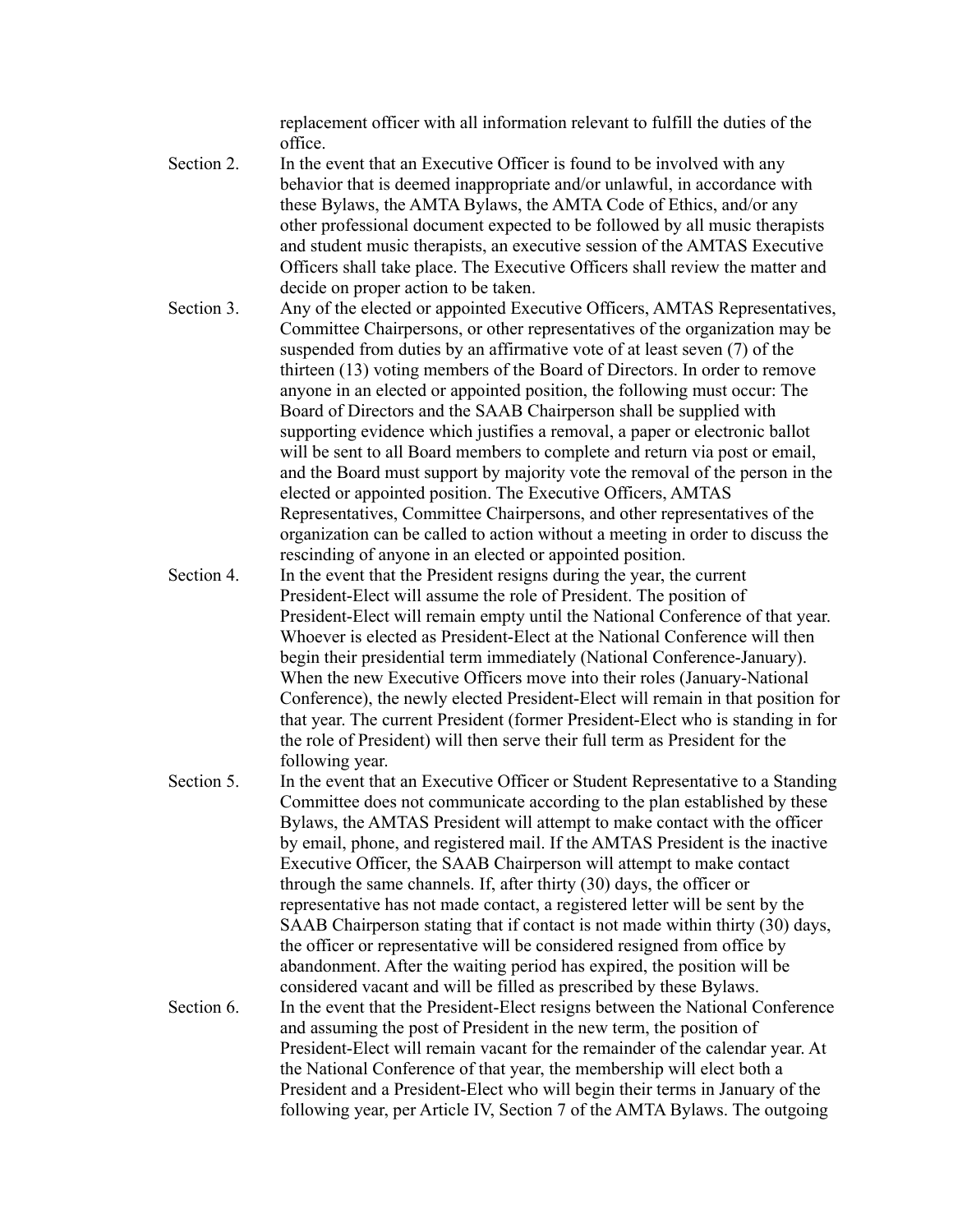replacement officer with all information relevant to fulfill the duties of the office.

Section 2. In the event that an Executive Officer is found to be involved with any behavior that is deemed inappropriate and/or unlawful, in accordance with these Bylaws, the AMTA Bylaws, the AMTA Code of Ethics, and/or any other professional document expected to be followed by all music therapists and student music therapists, an executive session of the AMTAS Executive Officers shall take place. The Executive Officers shall review the matter and decide on proper action to be taken.

Section 3. Any of the elected or appointed Executive Officers, AMTAS Representatives, Committee Chairpersons, or other representatives of the organization may be suspended from duties by an affirmative vote of at least seven (7) of the thirteen (13) voting members of the Board of Directors. In order to remove anyone in an elected or appointed position, the following must occur: The Board of Directors and the SAAB Chairperson shall be supplied with supporting evidence which justifies a removal, a paper or electronic ballot will be sent to all Board members to complete and return via post or email, and the Board must support by majority vote the removal of the person in the elected or appointed position. The Executive Officers, AMTAS Representatives, Committee Chairpersons, and other representatives of the organization can be called to action without a meeting in order to discuss the rescinding of anyone in an elected or appointed position.

Section 4. In the event that the President resigns during the year, the current President-Elect will assume the role of President. The position of President-Elect will remain empty until the National Conference of that year. Whoever is elected as President-Elect at the National Conference will then begin their presidential term immediately (National Conference-January). When the new Executive Officers move into their roles (January-National Conference), the newly elected President-Elect will remain in that position for that year. The current President (former President-Elect who is standing in for the role of President) will then serve their full term as President for the following year.

Section 5. In the event that an Executive Officer or Student Representative to a Standing Committee does not communicate according to the plan established by these Bylaws, the AMTAS President will attempt to make contact with the officer by email, phone, and registered mail. If the AMTAS President is the inactive Executive Officer, the SAAB Chairperson will attempt to make contact through the same channels. If, after thirty (30) days, the officer or representative has not made contact, a registered letter will be sent by the SAAB Chairperson stating that if contact is not made within thirty (30) days, the officer or representative will be considered resigned from office by abandonment. After the waiting period has expired, the position will be considered vacant and will be filled as prescribed by these Bylaws.

Section 6. In the event that the President-Elect resigns between the National Conference and assuming the post of President in the new term, the position of President-Elect will remain vacant for the remainder of the calendar year. At the National Conference of that year, the membership will elect both a President and a President-Elect who will begin their terms in January of the following year, per Article IV, Section 7 of the AMTA Bylaws. The outgoing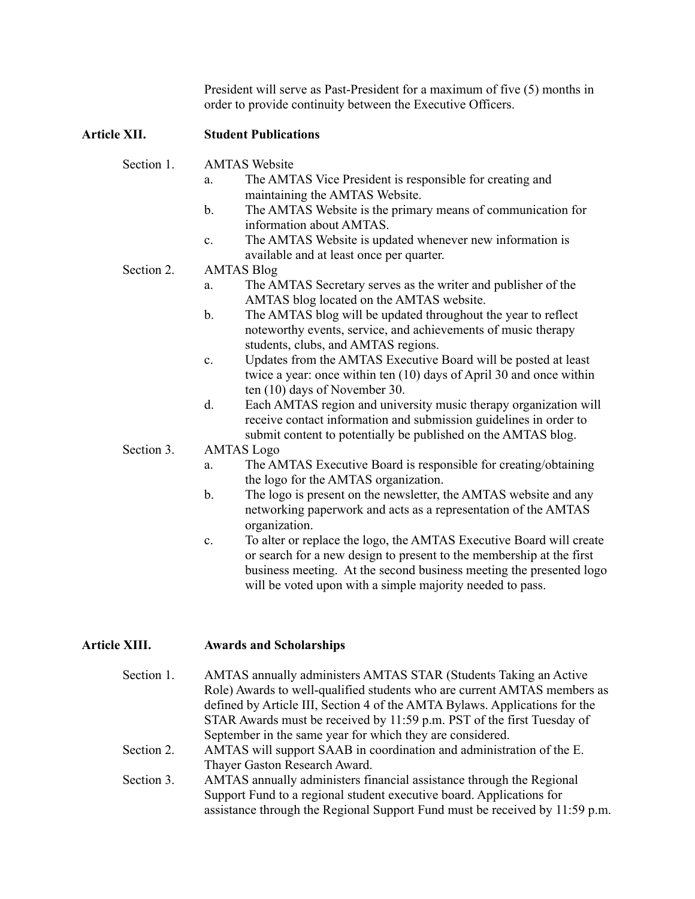President will serve as Past-President for a maximum of five (5) months in order to provide continuity between the Executive Officers.

## Article XII. Student Publications

Section 1. AMTAS Website

a. The AMTAS Vice President is responsible for creating and maintaining the AMTAS Website.

b. The AMTAS Website is the primary means of communication for information about AMTAS.

c. The AMTAS Website is updated whenever new information is available and at least once per quarter.

Section 2. AMTAS Blog

a. The AMTAS Secretary serves as the writer and publisher of the AMTAS blog located on the AMTAS website.

b. The AMTAS blog will be updated throughout the year to reflect noteworthy events, service, and achievements of music therapy students, clubs, and AMTAS regions.

c. Updates from the AMTAS Executive Board will be posted at least twice a year: once within ten (10) days of April 30 and once within ten (10) days of November 30.

d. Each AMTAS region and university music therapy organization will receive contact information and submission guidelines in order to submit content to potentially be published on the AMTAS blog.

Section 3. AMTAS Logo

a. The AMTAS Executive Board is responsible for creating/obtaining the logo for the AMTAS organization.

b. The logo is present on the newsletter, the AMTAS website and any networking paperwork and acts as a representation of the AMTAS organization.

c. To alter or replace the logo, the AMTAS Executive Board will create or search for a new design to present to the membership at the first business meeting. At the second business meeting the presented logo will be voted upon with a simple majority needed to pass.

## Article XIII. Awards and Scholarships

Section 1. AMTAS annually administers AMTAS STAR (Students Taking an Active Role) Awards to well-qualified students who are current AMTAS members as defined by Article III, Section 4 of the AMTA Bylaws. Applications for the STAR Awards must be received by 11:59 p.m. PST of the first Tuesday of September in the same year for which they are considered.

Section 2. AMTAS will support SAAB in coordination and administration of the E. Thayer Gaston Research Award.

Section 3. AMTAS annually administers financial assistance through the Regional Support Fund to a regional student executive board. Applications for assistance through the Regional Support Fund must be received by 11:59 p.m.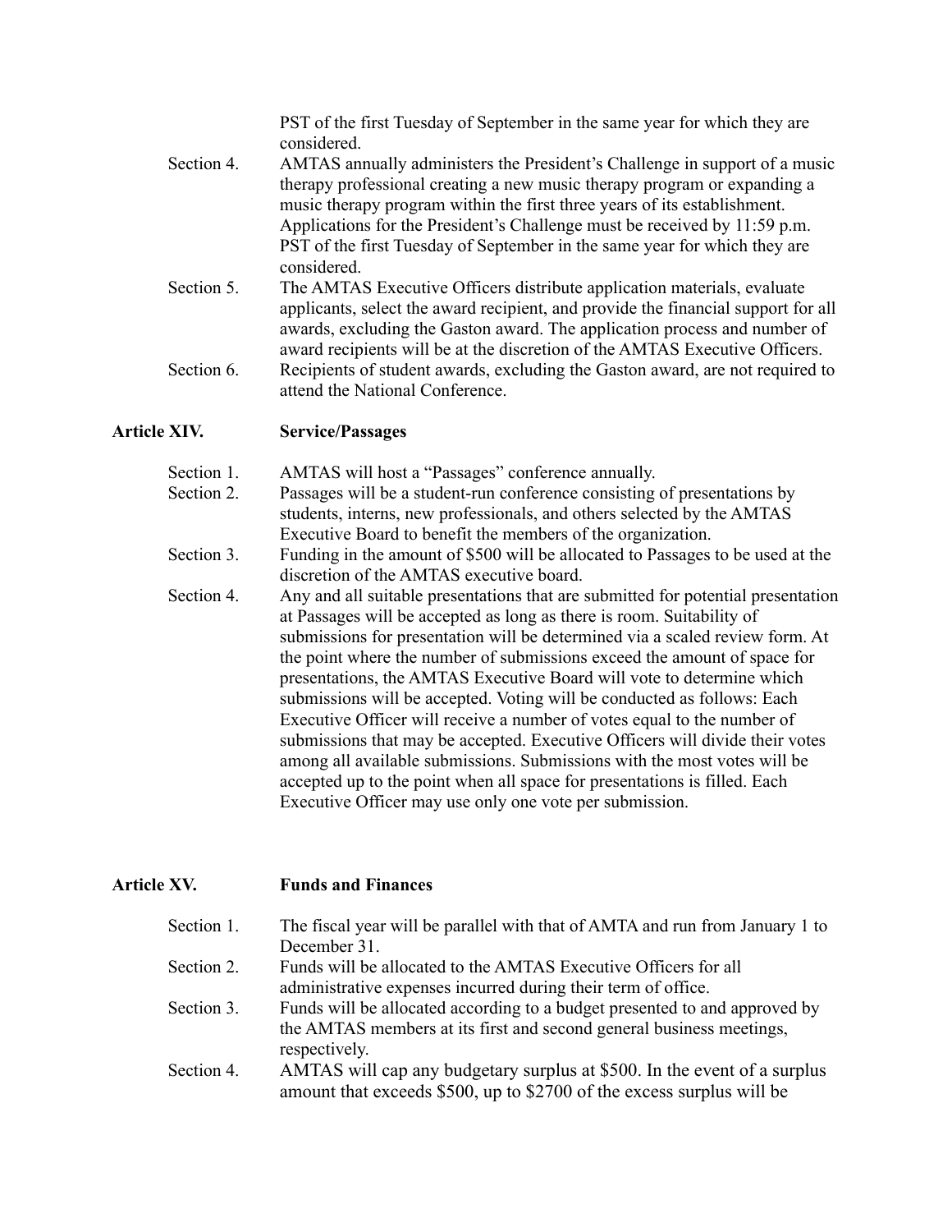PST of the first Tuesday of September in the same year for which they are considered.

Section 4. AMTAS annually administers the President's Challenge in support of a music therapy professional creating a new music therapy program or expanding a music therapy program within the first three years of its establishment. Applications for the President's Challenge must be received by 11:59 p.m. PST of the first Tuesday of September in the same year for which they are considered.

Section 5. The AMTAS Executive Officers distribute application materials, evaluate applicants, select the award recipient, and provide the financial support for all awards, excluding the Gaston award. The application process and number of award recipients will be at the discretion of the AMTAS Executive Officers.

Section 6. Recipients of student awards, excluding the Gaston award, are not required to attend the National Conference.

## Article XIV. Service/Passages

Section 1. AMTAS will host a "Passages" conference annually.

Section 2. Passages will be a student-run conference consisting of presentations by students, interns, new professionals, and others selected by the AMTAS Executive Board to benefit the members of the organization.

Section 3. Funding in the amount of $500 will be allocated to Passages to be used at the discretion of the AMTAS executive board.

Section 4. Any and all suitable presentations that are submitted for potential presentation at Passages will be accepted as long as there is room. Suitability of submissions for presentation will be determined via a scaled review form. At the point where the number of submissions exceed the amount of space for presentations, the AMTAS Executive Board will vote to determine which submissions will be accepted. Voting will be conducted as follows: Each Executive Officer will receive a number of votes equal to the number of submissions that may be accepted. Executive Officers will divide their votes among all available submissions. Submissions with the most votes will be accepted up to the point when all space for presentations is filled. Each Executive Officer may use only one vote per submission.

## Article XV. Funds and Finances

Section 1. The fiscal year will be parallel with that of AMTA and run from January 1 to December 31.

Section 2. Funds will be allocated to the AMTAS Executive Officers for all administrative expenses incurred during their term of office.

Section 3. Funds will be allocated according to a budget presented to and approved by the AMTAS members at its first and second general business meetings, respectively.

Section 4. AMTAS will cap any budgetary surplus at $500. In the event of a surplus amount that exceeds $500, up to $2700 of the excess surplus will be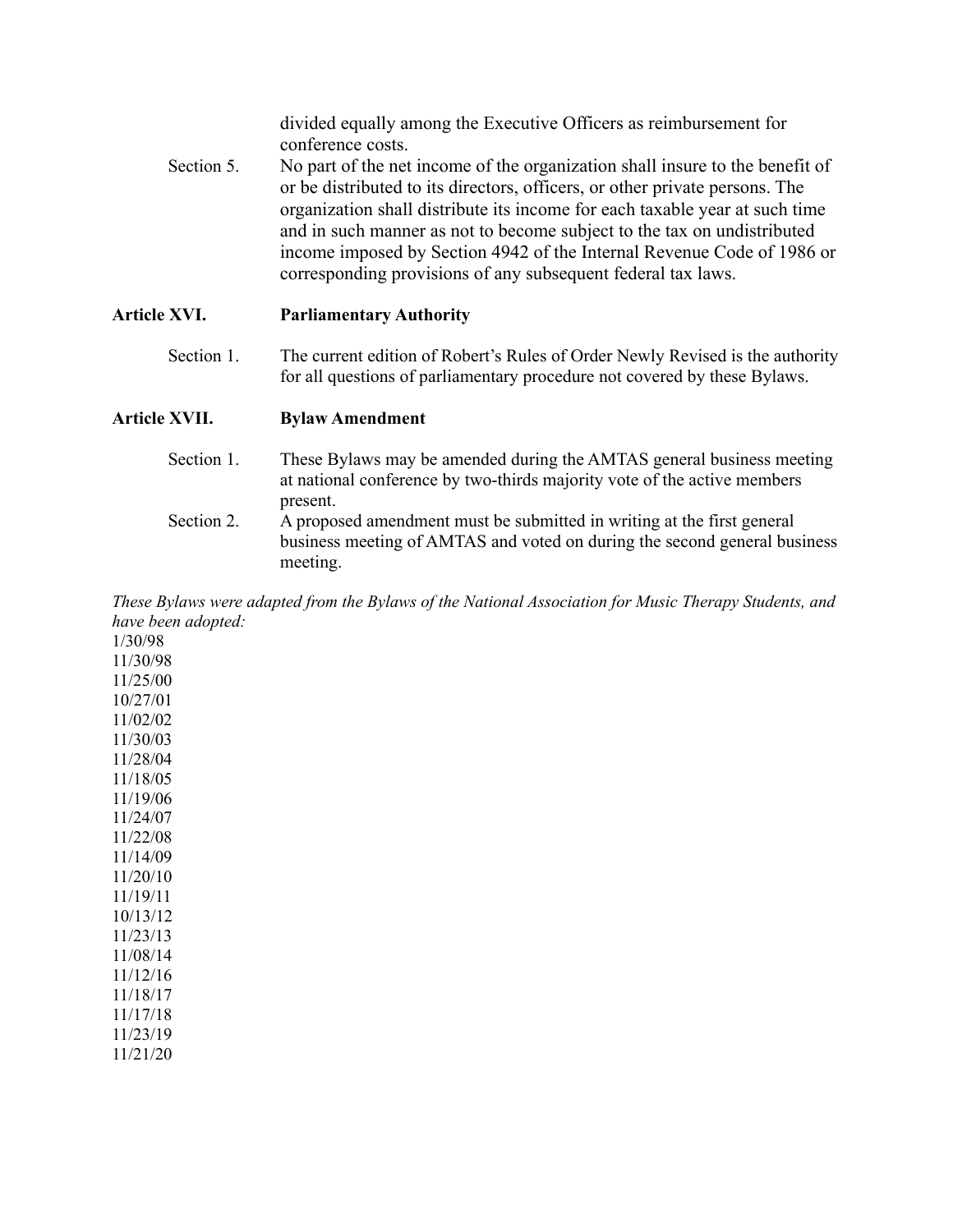divided equally among the Executive Officers as reimbursement for conference costs.

Section 5. No part of the net income of the organization shall insure to the benefit of or be distributed to its directors, officers, or other private persons. The organization shall distribute its income for each taxable year at such time and in such manner as not to become subject to the tax on undistributed income imposed by Section 4942 of the Internal Revenue Code of 1986 or corresponding provisions of any subsequent federal tax laws.

## Article XVI. Parliamentary Authority

Section 1. The current edition of Robert's Rules of Order Newly Revised is the authority for all questions of parliamentary procedure not covered by these Bylaws.

## Article XVII. Bylaw Amendment

Section 1. These Bylaws may be amended during the AMTAS general business meeting at national conference by two-thirds majority vote of the active members present.

Section 2. A proposed amendment must be submitted in writing at the first general business meeting of AMTAS and voted on during the second general business meeting.

*These Bylaws were adapted from the Bylaws of the National Association for Music Therapy Students, and have been adopted:*

1/30/98
11/30/98
11/25/00
10/27/01
11/02/02
11/30/03
11/28/04
11/18/05
11/19/06
11/24/07
11/22/08
11/14/09
11/20/10
11/19/11
10/13/12
11/23/13
11/08/14
11/12/16
11/18/17
11/17/18
11/23/19
11/21/20